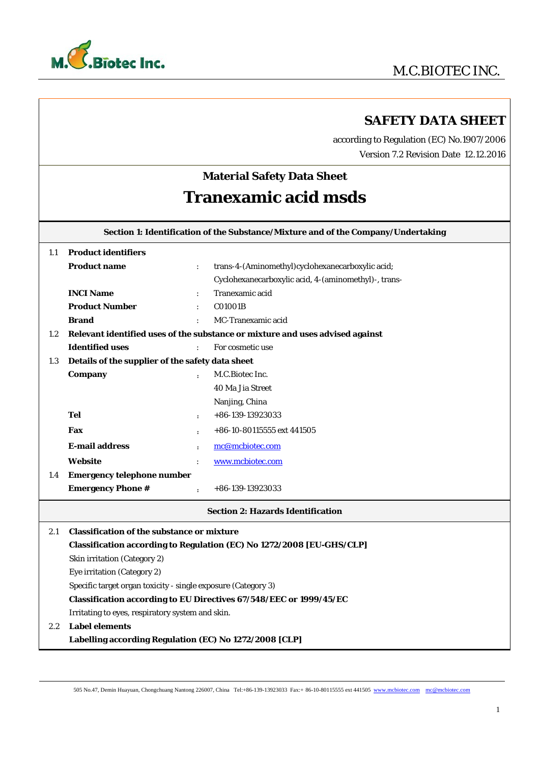# SAFETY DATA SHEET

according to Regulation (EC) No.1907/2006

Version 7.2 Revision Date 12.12.2016

## Material Safety Data Sheet

# Tranexamic acid msds

## Section 1: Identification of the Substance/Mixture and of the Company/Undertaking

**1.1 Product identifiers**

| | | |
|---|---|---|
| **Product name** | : | trans-4-(Aminomethyl)cyclohexanecarboxylic acid; Cyclohexanecarboxylic acid, 4-(aminomethyl)-, trans- |
| **INCI Name** | : | Tranexamic acid |
| **Product Number** | : | C01001B |
| **Brand** | : | MC-Tranexamic acid |

**1.2 Relevant identified uses of the substance or mixture and uses advised against**

| | | |
|---|---|---|
| **Identified uses** | : | For cosmetic use |

**1.3 Details of the supplier of the safety data sheet**

| | | |
|---|---|---|
| **Company** | : | M.C.Biotec Inc.<br>40 Ma Jia Street<br>Nanjing, China |
| **Tel** | : | +86-139-13923033 |
| **Fax** | : | +86-10-80115555 ext 441505 |
| **E-mail address** | : | mc@mcbiotec.com |
| **Website** | : | www.mcbiotec.com |

**1.4 Emergency telephone number**

| | | |
|---|---|---|
| **Emergency Phone #** | : | +86-139-13923033 |

## Section 2: Hazards Identification

**2.1 Classification of the substance or mixture**

**Classification according to Regulation (EC) No 1272/2008 [EU-GHS/CLP]**

Skin irritation (Category 2)

Eye irritation (Category 2)

Specific target organ toxicity - single exposure (Category 3)

**Classification according to EU Directives 67/548/EEC or 1999/45/EC**

Irritating to eyes, respiratory system and skin.

**2.2 Label elements**

**Labelling according Regulation (EC) No 1272/2008 [CLP]**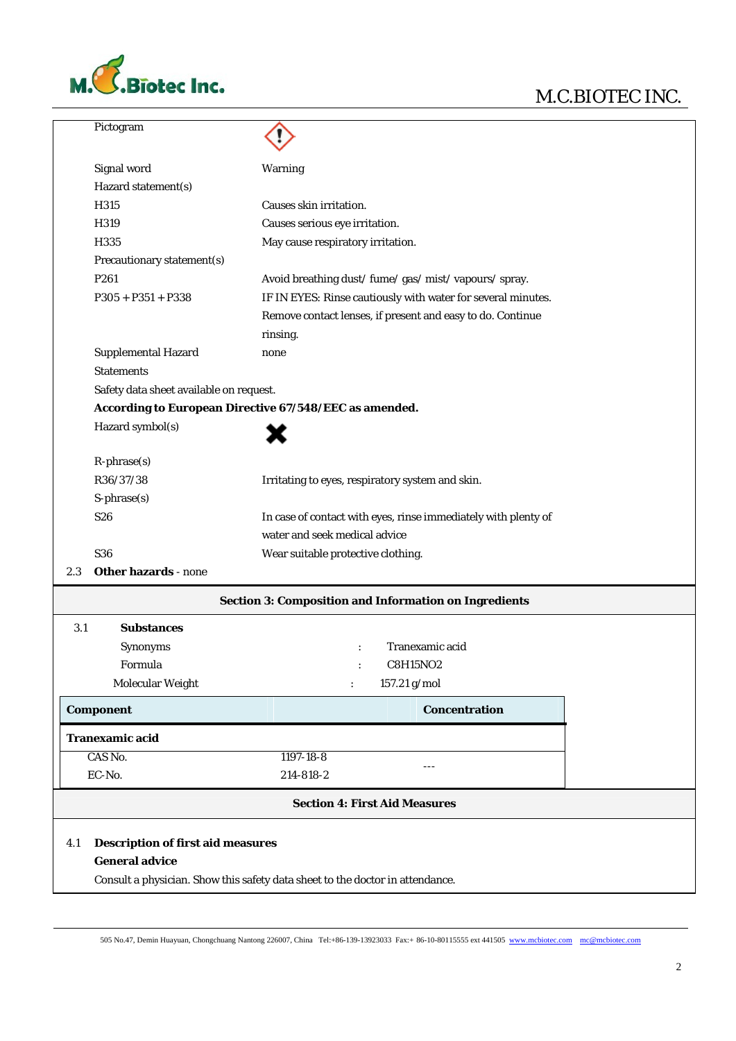| | |
|---|---|
| Pictogram | |
| Signal word | Warning |
| Hazard statement(s) | |
| H315 | Causes skin irritation. |
| H319 | Causes serious eye irritation. |
| H335 | May cause respiratory irritation. |
| Precautionary statement(s) | |
| P261 | Avoid breathing dust/ fume/ gas/ mist/ vapours/ spray. |
| P305 + P351 + P338 | IF IN EYES: Rinse cautiously with water for several minutes. Remove contact lenses, if present and easy to do. Continue rinsing. |
| Supplemental Hazard Statements | none |

Safety data sheet available on request.

**According to European Directive 67/548/EEC as amended.**

| | |
|---|---|
| Hazard symbol(s) | |
| R-phrase(s) | |
| R36/37/38 | Irritating to eyes, respiratory system and skin. |
| S-phrase(s) | |
| S26 | In case of contact with eyes, rinse immediately with plenty of water and seek medical advice |
| S36 | Wear suitable protective clothing. |

2.3 **Other hazards** - none

## Section 3: Composition and Information on Ingredients

3.1 **Substances**

Synonyms : Tranexamic acid

Formula : C8H15NO2

Molecular Weight : 157.21 g/mol

| Component | | Concentration |
|---|---|---|
| **Tranexamic acid** | | |
| CAS No. | 1197-18-8 | --- |
| EC-No. | 214-818-2 | |

## Section 4: First Aid Measures

4.1 **Description of first aid measures**

**General advice**

Consult a physician. Show this safety data sheet to the doctor in attendance.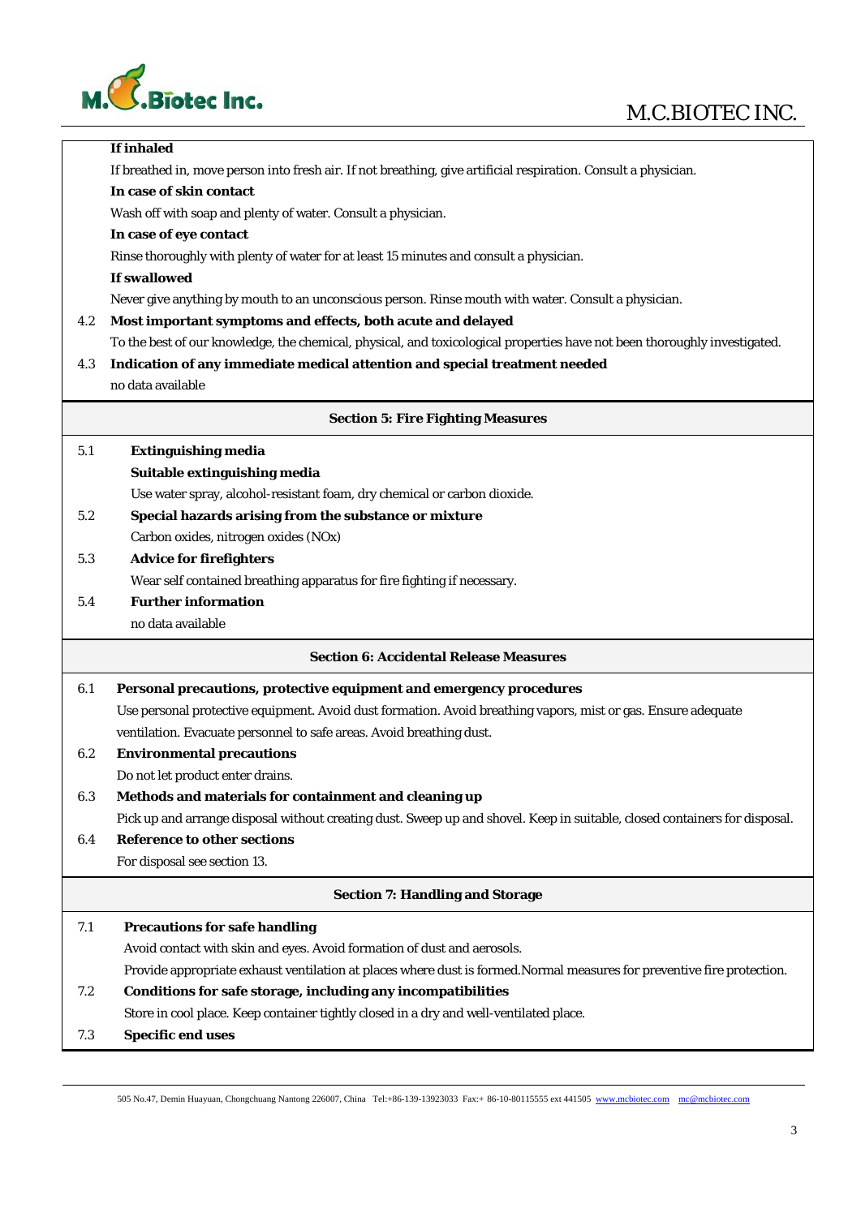**If inhaled**

If breathed in, move person into fresh air. If not breathing, give artificial respiration. Consult a physician.

**In case of skin contact**

Wash off with soap and plenty of water. Consult a physician.

**In case of eye contact**

Rinse thoroughly with plenty of water for at least 15 minutes and consult a physician.

**If swallowed**

Never give anything by mouth to an unconscious person. Rinse mouth with water. Consult a physician.

**4.2 Most important symptoms and effects, both acute and delayed**

To the best of our knowledge, the chemical, physical, and toxicological properties have not been thoroughly investigated.

**4.3 Indication of any immediate medical attention and special treatment needed**

no data available

## Section 5: Fire Fighting Measures

**5.1 Extinguishing media**

**Suitable extinguishing media**

Use water spray, alcohol-resistant foam, dry chemical or carbon dioxide.

**5.2 Special hazards arising from the substance or mixture**

Carbon oxides, nitrogen oxides (NOx)

**5.3 Advice for firefighters**

Wear self contained breathing apparatus for fire fighting if necessary.

**5.4 Further information**

no data available

## Section 6: Accidental Release Measures

**6.1 Personal precautions, protective equipment and emergency procedures**

Use personal protective equipment. Avoid dust formation. Avoid breathing vapors, mist or gas. Ensure adequate ventilation. Evacuate personnel to safe areas. Avoid breathing dust.

**6.2 Environmental precautions**

Do not let product enter drains.

**6.3 Methods and materials for containment and cleaning up**

Pick up and arrange disposal without creating dust. Sweep up and shovel. Keep in suitable, closed containers for disposal.

**6.4 Reference to other sections**

For disposal see section 13.

## Section 7: Handling and Storage

**7.1 Precautions for safe handling**

Avoid contact with skin and eyes. Avoid formation of dust and aerosols.

Provide appropriate exhaust ventilation at places where dust is formed.Normal measures for preventive fire protection.

**7.2 Conditions for safe storage, including any incompatibilities**

Store in cool place. Keep container tightly closed in a dry and well-ventilated place.

**7.3 Specific end uses**

505 No.47, Demin Huayuan, Chongchuang Nantong 226007, China Tel:+86-139-13923033 Fax:+ 86-10-80115555 ext 441505 www.mcbiotec.com mc@mcbiotec.com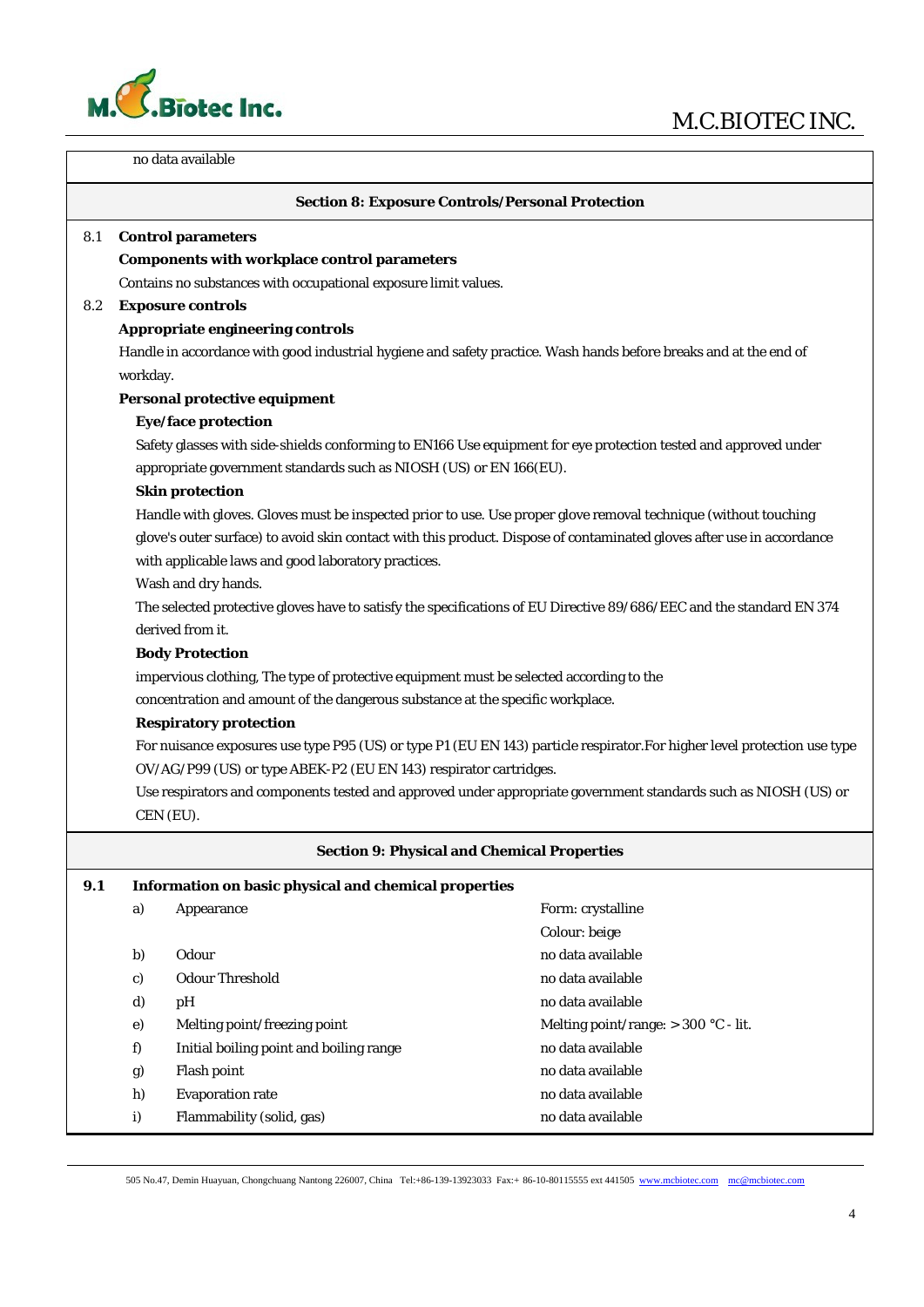no data available

## Section 8: Exposure Controls/Personal Protection

8.1 **Control parameters**

**Components with workplace control parameters**

Contains no substances with occupational exposure limit values.

8.2 **Exposure controls**

**Appropriate engineering controls**

Handle in accordance with good industrial hygiene and safety practice. Wash hands before breaks and at the end of workday.

**Personal protective equipment**

**Eye/face protection**

Safety glasses with side-shields conforming to EN166 Use equipment for eye protection tested and approved under appropriate government standards such as NIOSH (US) or EN 166(EU).

**Skin protection**

Handle with gloves. Gloves must be inspected prior to use. Use proper glove removal technique (without touching glove's outer surface) to avoid skin contact with this product. Dispose of contaminated gloves after use in accordance with applicable laws and good laboratory practices.

Wash and dry hands.

The selected protective gloves have to satisfy the specifications of EU Directive 89/686/EEC and the standard EN 374 derived from it.

**Body Protection**

impervious clothing, The type of protective equipment must be selected according to the concentration and amount of the dangerous substance at the specific workplace.

**Respiratory protection**

For nuisance exposures use type P95 (US) or type P1 (EU EN 143) particle respirator.For higher level protection use type OV/AG/P99 (US) or type ABEK-P2 (EU EN 143) respirator cartridges.

Use respirators and components tested and approved under appropriate government standards such as NIOSH (US) or CEN (EU).

## Section 9: Physical and Chemical Properties

**9.1 Information on basic physical and chemical properties**

| | | |
|---|---|---|
| a) | Appearance | Form: crystalline<br>Colour: beige |
| b) | Odour | no data available |
| c) | Odour Threshold | no data available |
| d) | pH | no data available |
| e) | Melting point/freezing point | Melting point/range: > 300 °C - lit. |
| f) | Initial boiling point and boiling range | no data available |
| g) | Flash point | no data available |
| h) | Evaporation rate | no data available |
| i) | Flammability (solid, gas) | no data available |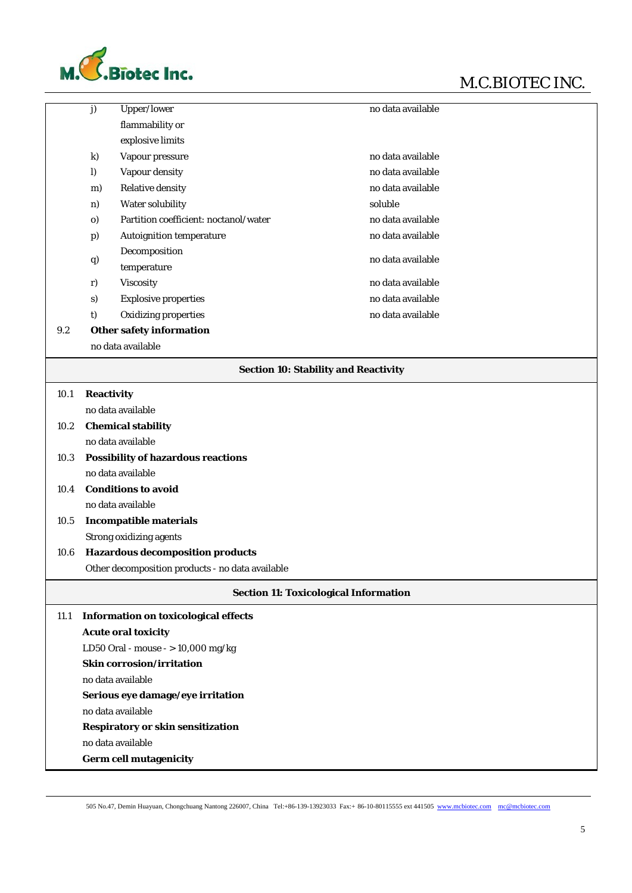| | | |
|---|---|---|
| j) | Upper/lower flammability or explosive limits | no data available |
| k) | Vapour pressure | no data available |
| l) | Vapour density | no data available |
| m) | Relative density | no data available |
| n) | Water solubility | soluble |
| o) | Partition coefficient: noctanol/water | no data available |
| p) | Autoignition temperature | no data available |
| q) | Decomposition temperature | no data available |
| r) | Viscosity | no data available |
| s) | Explosive properties | no data available |
| t) | Oxidizing properties | no data available |

9.2 **Other safety information**

no data available

## Section 10: Stability and Reactivity

10.1 **Reactivity**

no data available

10.2 **Chemical stability**

no data available

10.3 **Possibility of hazardous reactions**

no data available

10.4 **Conditions to avoid**

no data available

10.5 **Incompatible materials**

Strong oxidizing agents

10.6 **Hazardous decomposition products**

Other decomposition products - no data available

## Section 11: Toxicological Information

11.1 **Information on toxicological effects**

**Acute oral toxicity**

LD50 Oral - mouse - > 10,000 mg/kg

**Skin corrosion/irritation**

no data available

**Serious eye damage/eye irritation**

no data available

**Respiratory or skin sensitization**

no data available

**Germ cell mutagenicity**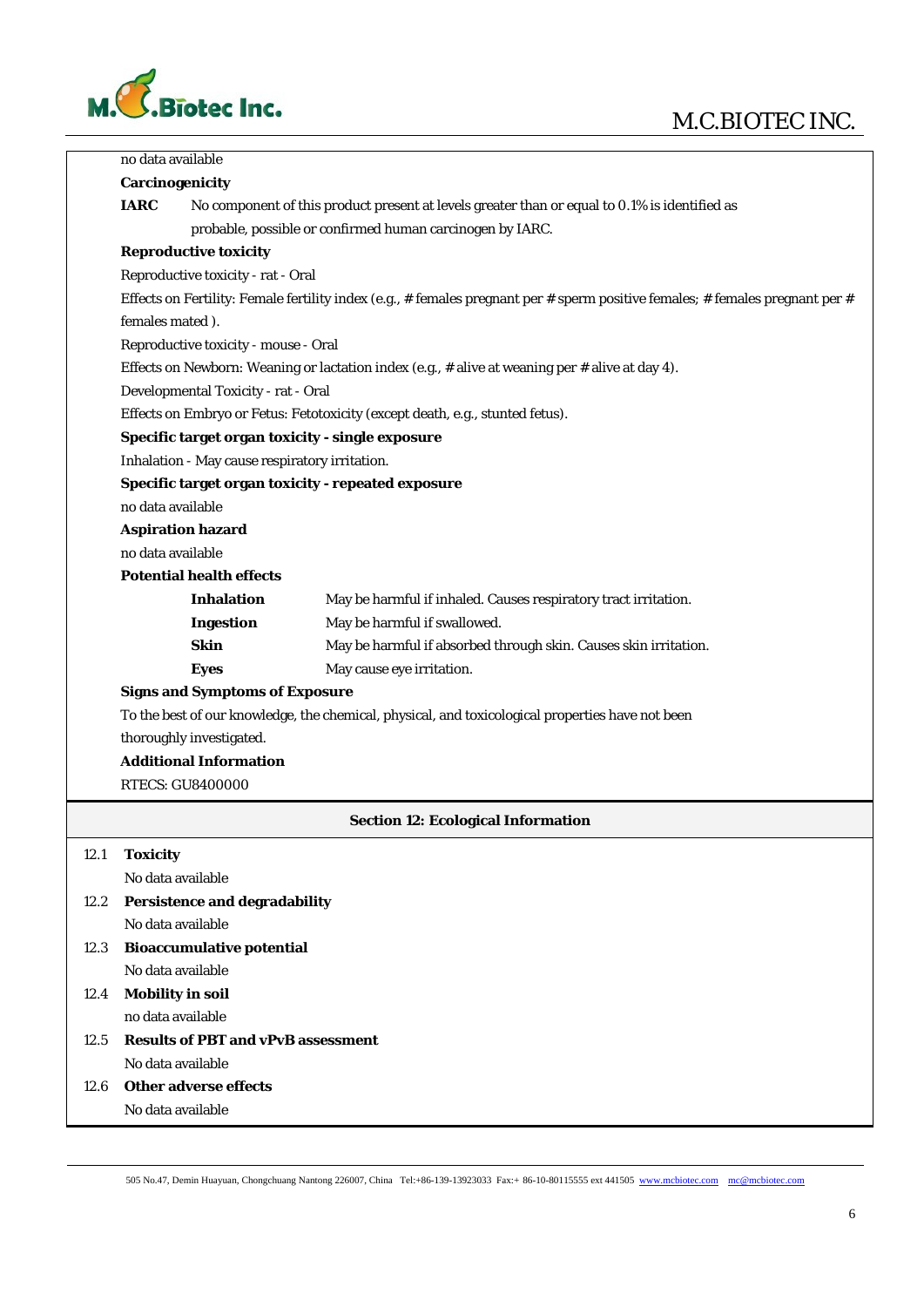no data available

**Carcinogenicity**

**IARC** No component of this product present at levels greater than or equal to 0.1% is identified as probable, possible or confirmed human carcinogen by IARC.

**Reproductive toxicity**

Reproductive toxicity - rat - Oral

Effects on Fertility: Female fertility index (e.g., # females pregnant per # sperm positive females; # females pregnant per # females mated ).

Reproductive toxicity - mouse - Oral

Effects on Newborn: Weaning or lactation index (e.g., # alive at weaning per # alive at day 4).

Developmental Toxicity - rat - Oral

Effects on Embryo or Fetus: Fetotoxicity (except death, e.g., stunted fetus).

**Specific target organ toxicity - single exposure**

Inhalation - May cause respiratory irritation.

**Specific target organ toxicity - repeated exposure**

no data available

**Aspiration hazard**

no data available

**Potential health effects**

| | |
|---|---|
| **Inhalation** | May be harmful if inhaled. Causes respiratory tract irritation. |
| **Ingestion** | May be harmful if swallowed. |
| **Skin** | May be harmful if absorbed through skin. Causes skin irritation. |
| **Eyes** | May cause eye irritation. |

**Signs and Symptoms of Exposure**

To the best of our knowledge, the chemical, physical, and toxicological properties have not been thoroughly investigated.

**Additional Information**

RTECS: GU8400000

## Section 12: Ecological Information

**12.1 Toxicity**

No data available

**12.2 Persistence and degradability**

No data available

**12.3 Bioaccumulative potential**

No data available

**12.4 Mobility in soil**

no data available

**12.5 Results of PBT and vPvB assessment**

No data available

**12.6 Other adverse effects**

No data available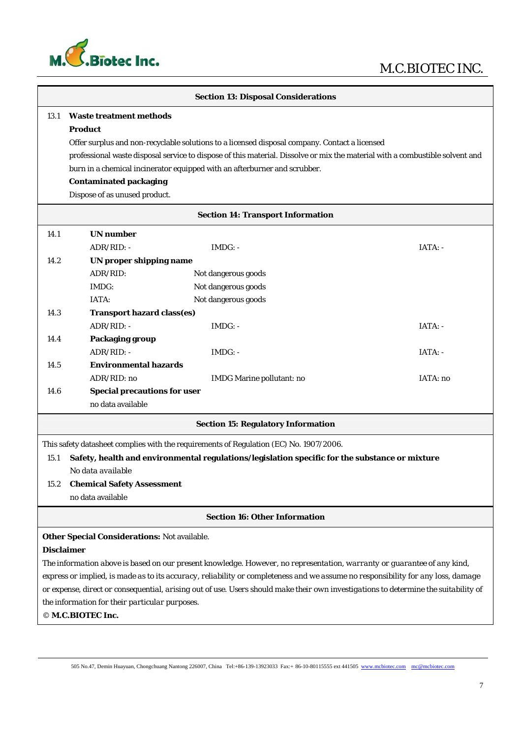## Section 13: Disposal Considerations

13.1 **Waste treatment methods**

**Product**

Offer surplus and non-recyclable solutions to a licensed disposal company. Contact a licensed professional waste disposal service to dispose of this material. Dissolve or mix the material with a combustible solvent and burn in a chemical incinerator equipped with an afterburner and scrubber.

**Contaminated packaging**

Dispose of as unused product.

## Section 14: Transport Information

| | | | | |
|---|---|---|---|---|
| 14.1 | **UN number** | | | |
| | ADR/RID: - | | IMDG: - | IATA: - |
| 14.2 | **UN proper shipping name** | | | |
| | ADR/RID: | Not dangerous goods | | |
| | IMDG: | Not dangerous goods | | |
| | IATA: | Not dangerous goods | | |
| 14.3 | **Transport hazard class(es)** | | | |
| | ADR/RID: - | | IMDG: - | IATA: - |
| 14.4 | **Packaging group** | | | |
| | ADR/RID: - | | IMDG: - | IATA: - |
| 14.5 | **Environmental hazards** | | | |
| | ADR/RID: no | | IMDG Marine pollutant: no | IATA: no |
| 14.6 | **Special precautions for user** | | | |
| | no data available | | | |

## Section 15: Regulatory Information

This safety datasheet complies with the requirements of Regulation (EC) No. 1907/2006.

15.1 **Safety, health and environmental regulations/legislation specific for the substance or mixture**

No data available

15.2 **Chemical Safety Assessment**

no data available

## Section 16: Other Information

**Other Special Considerations:** Not available.

**Disclaimer**

*The information above is based on our present knowledge. However, no representation, warranty or guarantee of any kind, express or implied, is made as to its accuracy, reliability or completeness and we assume no responsibility for any loss, damage or expense, direct or consequential, arising out of use. Users should make their own investigations to determine the suitability of the information for their particular purposes.*

© **M.C.BIOTEC Inc.**